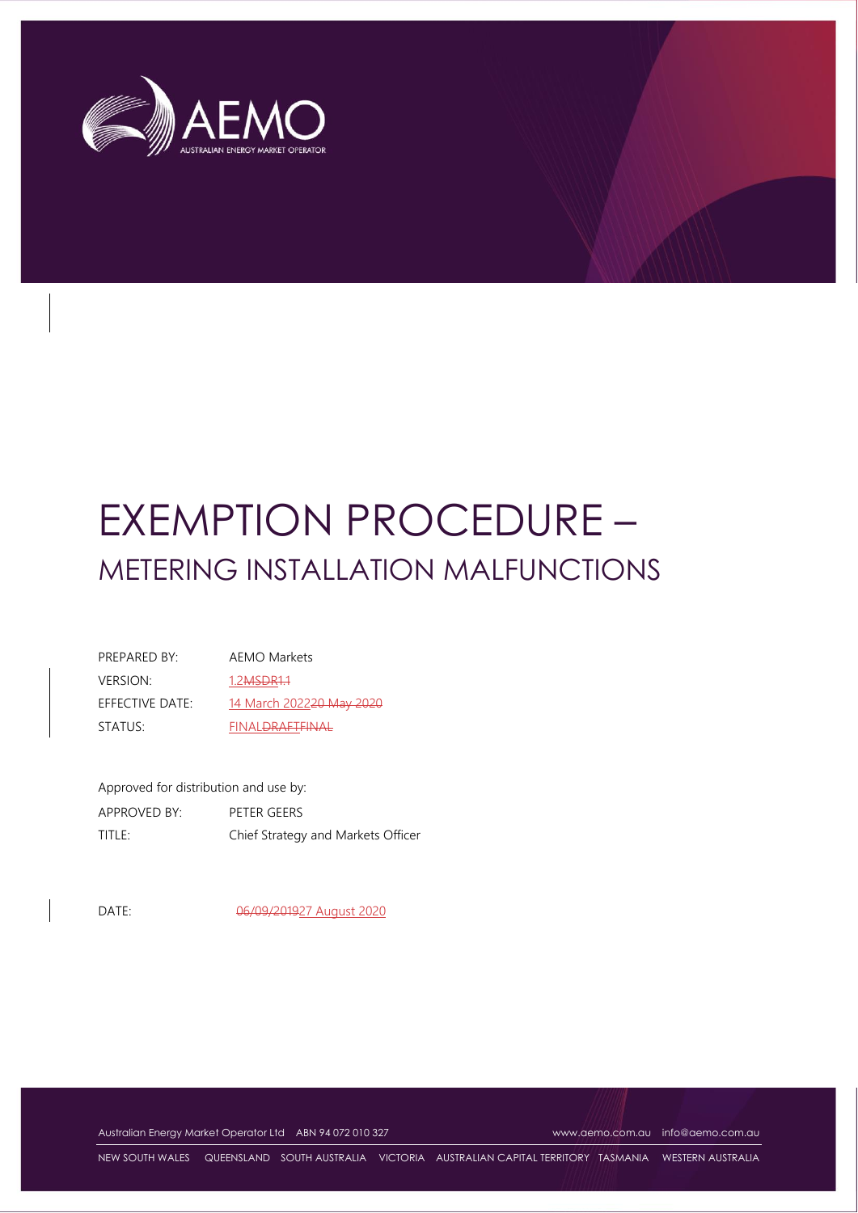# EXEMPTION PROCEDURE –

## METERING INSTALLATION MALFUNCTIONS

| | |
|---|---|
| PREPARED BY: | AEMO Markets |
| VERSION: | 1.2MSDR1.1 |
| EFFECTIVE DATE: | 14 March 202220 May 2020 |
| STATUS: | FINALDRAFTFINAL |

Approved for distribution and use by:

| | |
|---|---|
| APPROVED BY: | PETER GEERS |
| TITLE: | Chief Strategy and Markets Officer |

| | |
|---|---|
| DATE: | 06/09/201927 August 2020 |

Australian Energy Market Operator Ltd ABN 94 072 010 327 www.aemo.com.au info@aemo.com.au

NEW SOUTH WALES QUEENSLAND SOUTH AUSTRALIA VICTORIA AUSTRALIAN CAPITAL TERRITORY TASMANIA WESTERN AUSTRALIA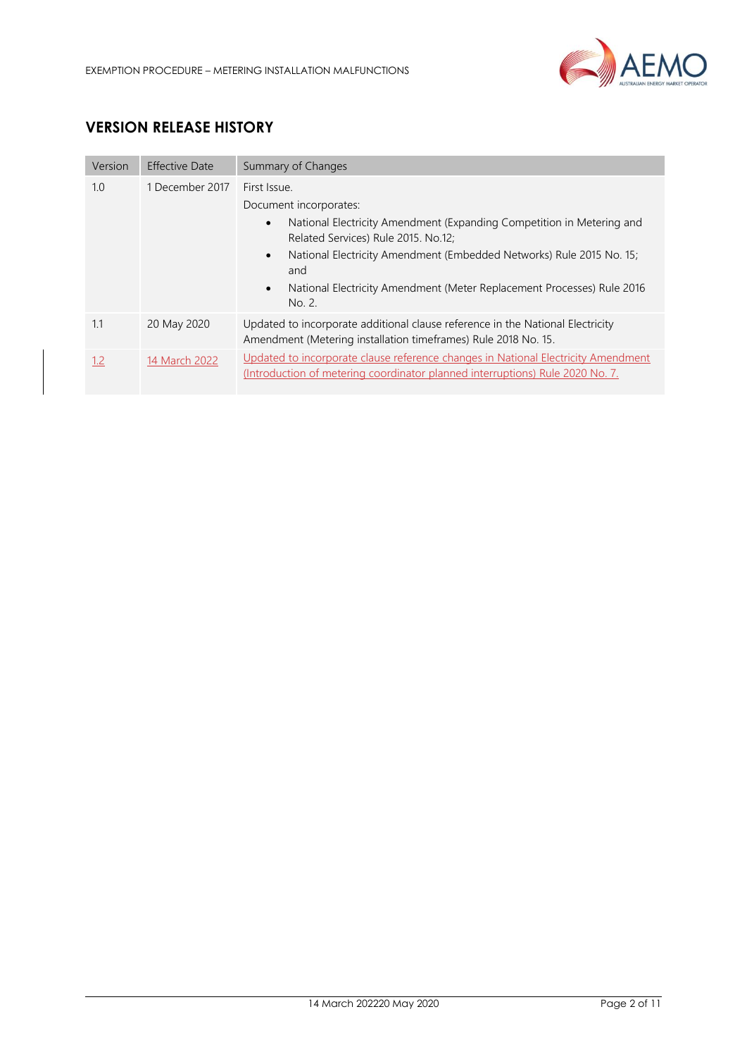## VERSION RELEASE HISTORY

| Version | Effective Date | Summary of Changes |
|---|---|---|
| 1.0 | 1 December 2017 | First Issue.<br>Document incorporates:<br>• National Electricity Amendment (Expanding Competition in Metering and Related Services) Rule 2015. No.12;<br>• National Electricity Amendment (Embedded Networks) Rule 2015 No. 15; and<br>• National Electricity Amendment (Meter Replacement Processes) Rule 2016 No. 2. |
| 1.1 | 20 May 2020 | Updated to incorporate additional clause reference in the National Electricity Amendment (Metering installation timeframes) Rule 2018 No. 15. |
| 1.2 | 14 March 2022 | Updated to incorporate clause reference changes in National Electricity Amendment (Introduction of metering coordinator planned interruptions) Rule 2020 No. 7. |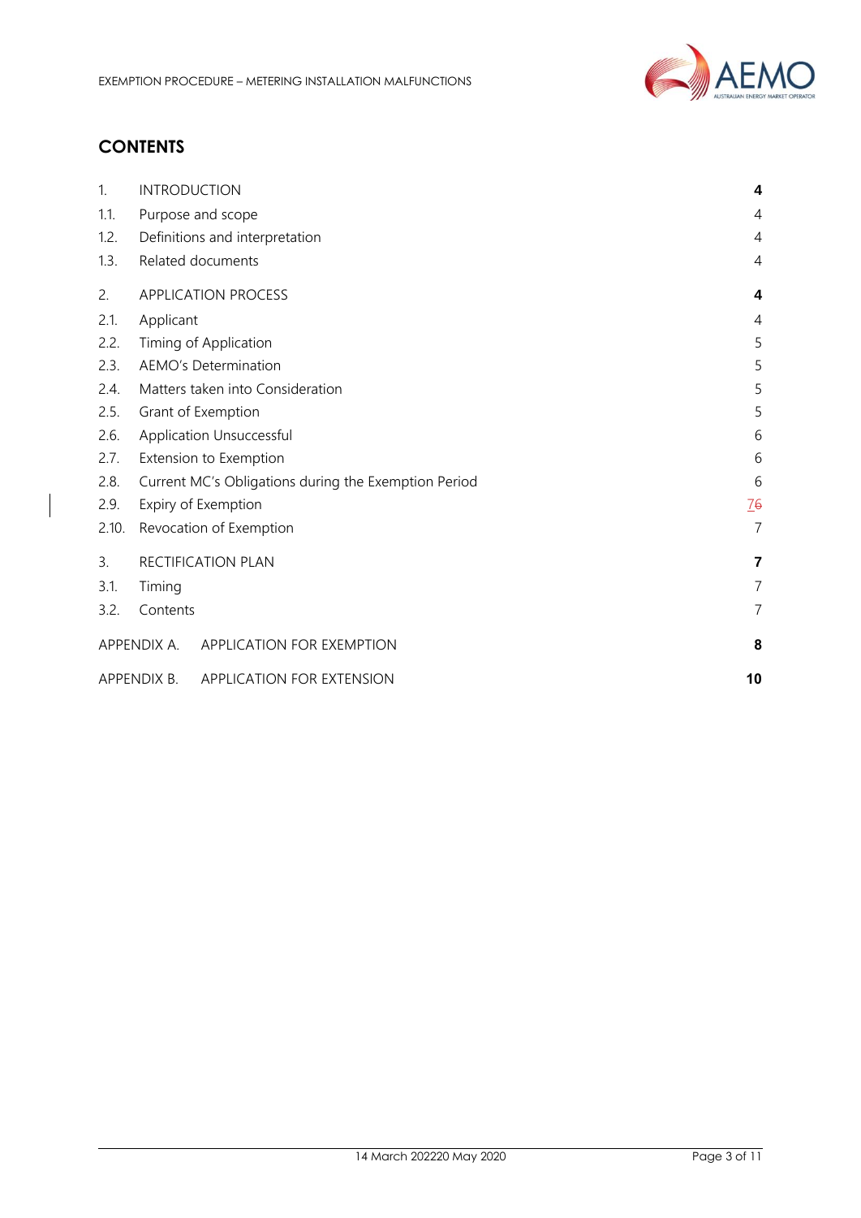# CONTENTS

| | | |
|---|---|---|
| 1. | INTRODUCTION | **4** |
| 1.1. | Purpose and scope | 4 |
| 1.2. | Definitions and interpretation | 4 |
| 1.3. | Related documents | 4 |
| 2. | APPLICATION PROCESS | **4** |
| 2.1. | Applicant | 4 |
| 2.2. | Timing of Application | 5 |
| 2.3. | AEMO's Determination | 5 |
| 2.4. | Matters taken into Consideration | 5 |
| 2.5. | Grant of Exemption | 5 |
| 2.6. | Application Unsuccessful | 6 |
| 2.7. | Extension to Exemption | 6 |
| 2.8. | Current MC's Obligations during the Exemption Period | 6 |
| 2.9. | Expiry of Exemption | 76 |
| 2.10. | Revocation of Exemption | 7 |
| 3. | RECTIFICATION PLAN | **7** |
| 3.1. | Timing | 7 |
| 3.2. | Contents | 7 |
| APPENDIX A. | APPLICATION FOR EXEMPTION | **8** |
| APPENDIX B. | APPLICATION FOR EXTENSION | **10** |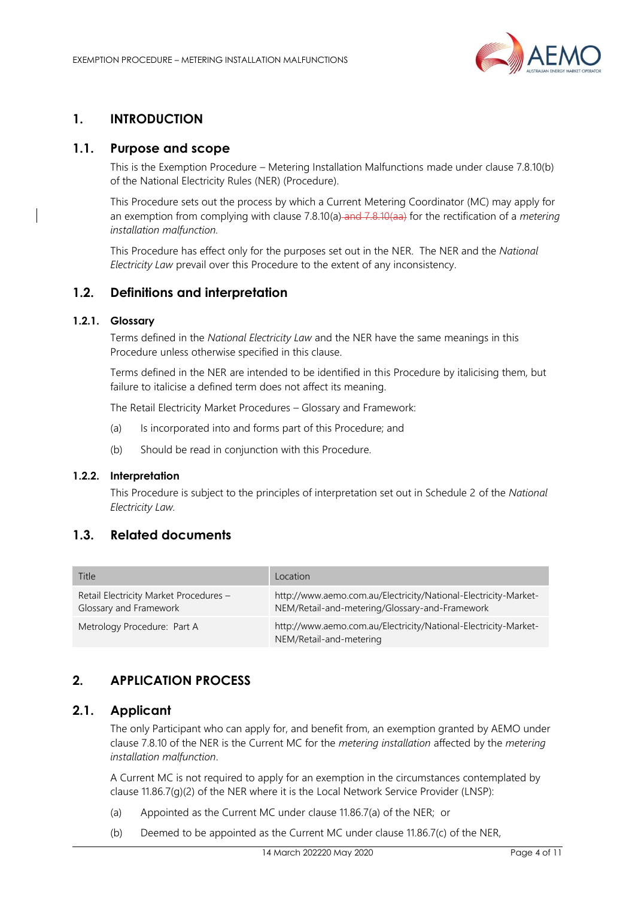# 1. INTRODUCTION

## 1.1. Purpose and scope

This is the Exemption Procedure – Metering Installation Malfunctions made under clause 7.8.10(b) of the National Electricity Rules (NER) (Procedure).

This Procedure sets out the process by which a Current Metering Coordinator (MC) may apply for an exemption from complying with clause 7.8.10(a) ~~and 7.8.10(aa)~~ for the rectification of a *metering installation malfunction*.

This Procedure has effect only for the purposes set out in the NER. The NER and the *National Electricity Law* prevail over this Procedure to the extent of any inconsistency.

## 1.2. Definitions and interpretation

### 1.2.1. Glossary

Terms defined in the *National Electricity Law* and the NER have the same meanings in this Procedure unless otherwise specified in this clause.

Terms defined in the NER are intended to be identified in this Procedure by italicising them, but failure to italicise a defined term does not affect its meaning.

The Retail Electricity Market Procedures – Glossary and Framework:

(a) Is incorporated into and forms part of this Procedure; and

(b) Should be read in conjunction with this Procedure.

### 1.2.2. Interpretation

This Procedure is subject to the principles of interpretation set out in Schedule 2 of the *National Electricity Law*.

## 1.3. Related documents

| Title | Location |
|---|---|
| Retail Electricity Market Procedures – Glossary and Framework | http://www.aemo.com.au/Electricity/National-Electricity-Market-NEM/Retail-and-metering/Glossary-and-Framework |
| Metrology Procedure: Part A | http://www.aemo.com.au/Electricity/National-Electricity-Market-NEM/Retail-and-metering |

# 2. APPLICATION PROCESS

## 2.1. Applicant

The only Participant who can apply for, and benefit from, an exemption granted by AEMO under clause 7.8.10 of the NER is the Current MC for the *metering installation* affected by the *metering installation malfunction*.

A Current MC is not required to apply for an exemption in the circumstances contemplated by clause 11.86.7(g)(2) of the NER where it is the Local Network Service Provider (LNSP):

(a) Appointed as the Current MC under clause 11.86.7(a) of the NER; or

(b) Deemed to be appointed as the Current MC under clause 11.86.7(c) of the NER,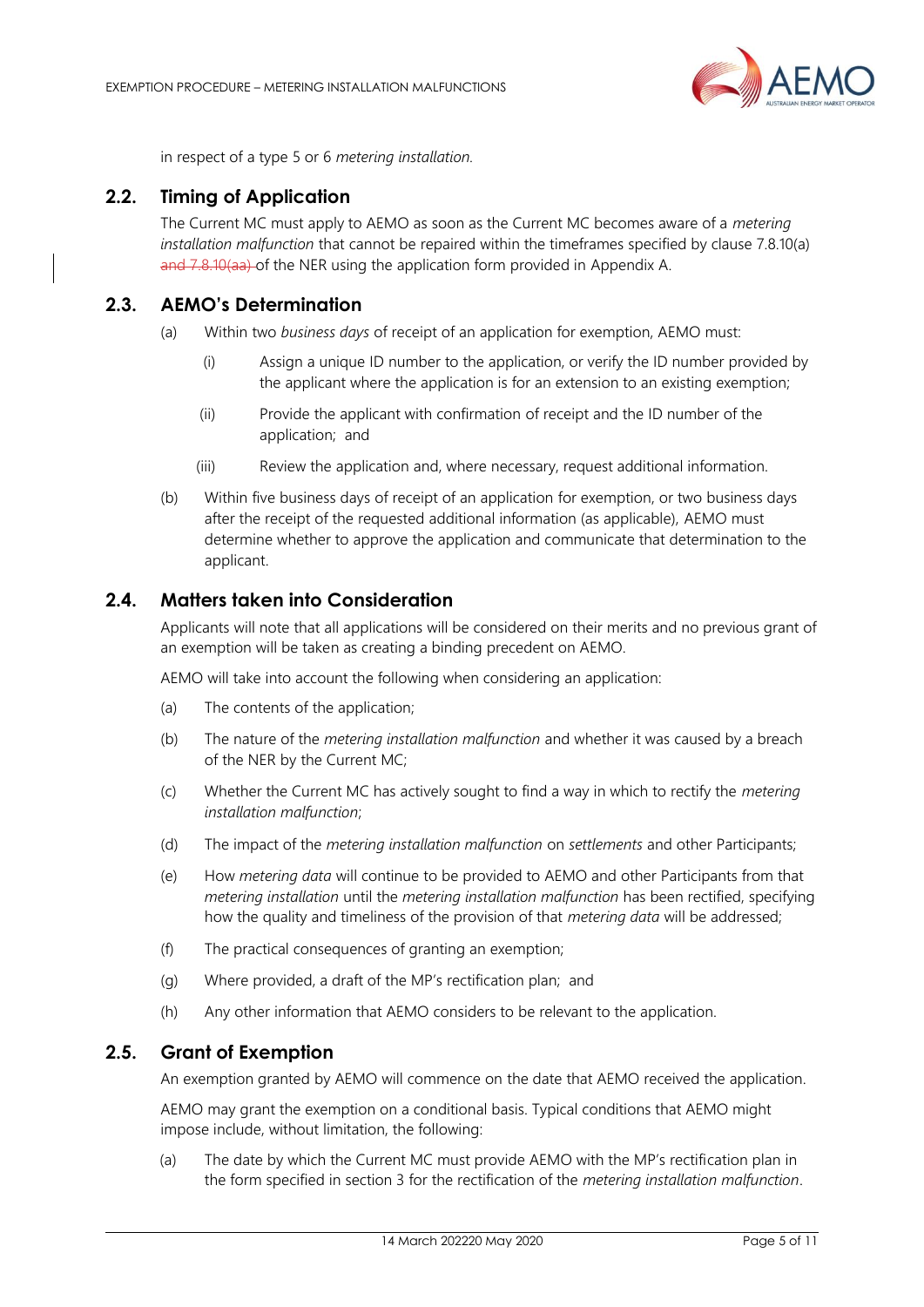in respect of a type 5 or 6 *metering installation.*

## 2.2. Timing of Application

The Current MC must apply to AEMO as soon as the Current MC becomes aware of a *metering installation malfunction* that cannot be repaired within the timeframes specified by clause 7.8.10(a) ~~and 7.8.10(aa)~~ of the NER using the application form provided in Appendix A.

## 2.3. AEMO's Determination

(a) Within two *business days* of receipt of an application for exemption, AEMO must:

(i) Assign a unique ID number to the application, or verify the ID number provided by the applicant where the application is for an extension to an existing exemption;

(ii) Provide the applicant with confirmation of receipt and the ID number of the application; and

(iii) Review the application and, where necessary, request additional information.

(b) Within five business days of receipt of an application for exemption, or two business days after the receipt of the requested additional information (as applicable), AEMO must determine whether to approve the application and communicate that determination to the applicant.

## 2.4. Matters taken into Consideration

Applicants will note that all applications will be considered on their merits and no previous grant of an exemption will be taken as creating a binding precedent on AEMO.

AEMO will take into account the following when considering an application:

(a) The contents of the application;

(b) The nature of the *metering installation malfunction* and whether it was caused by a breach of the NER by the Current MC;

(c) Whether the Current MC has actively sought to find a way in which to rectify the *metering installation malfunction*;

(d) The impact of the *metering installation malfunction* on *settlements* and other Participants;

(e) How *metering data* will continue to be provided to AEMO and other Participants from that *metering installation* until the *metering installation malfunction* has been rectified, specifying how the quality and timeliness of the provision of that *metering data* will be addressed;

(f) The practical consequences of granting an exemption;

(g) Where provided, a draft of the MP's rectification plan; and

(h) Any other information that AEMO considers to be relevant to the application.

## 2.5. Grant of Exemption

An exemption granted by AEMO will commence on the date that AEMO received the application.

AEMO may grant the exemption on a conditional basis. Typical conditions that AEMO might impose include, without limitation, the following:

(a) The date by which the Current MC must provide AEMO with the MP's rectification plan in the form specified in section 3 for the rectification of the *metering installation malfunction*.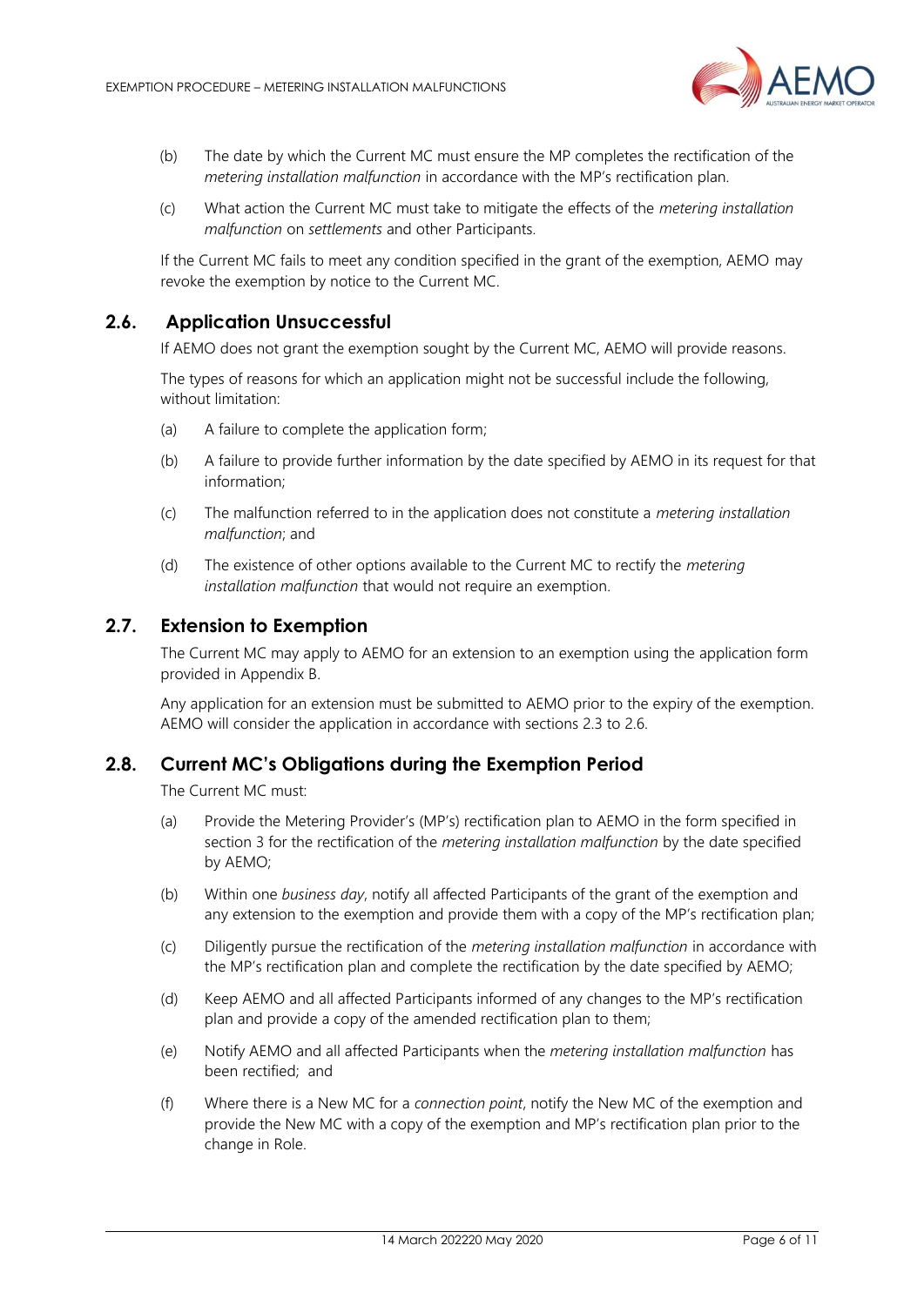(b) The date by which the Current MC must ensure the MP completes the rectification of the *metering installation malfunction* in accordance with the MP's rectification plan.

(c) What action the Current MC must take to mitigate the effects of the *metering installation malfunction* on *settlements* and other Participants.

If the Current MC fails to meet any condition specified in the grant of the exemption, AEMO may revoke the exemption by notice to the Current MC.

## 2.6. Application Unsuccessful

If AEMO does not grant the exemption sought by the Current MC, AEMO will provide reasons.

The types of reasons for which an application might not be successful include the following, without limitation:

(a) A failure to complete the application form;

(b) A failure to provide further information by the date specified by AEMO in its request for that information;

(c) The malfunction referred to in the application does not constitute a *metering installation malfunction*; and

(d) The existence of other options available to the Current MC to rectify the *metering installation malfunction* that would not require an exemption.

## 2.7. Extension to Exemption

The Current MC may apply to AEMO for an extension to an exemption using the application form provided in Appendix B.

Any application for an extension must be submitted to AEMO prior to the expiry of the exemption. AEMO will consider the application in accordance with sections 2.3 to 2.6.

## 2.8. Current MC's Obligations during the Exemption Period

The Current MC must:

(a) Provide the Metering Provider's (MP's) rectification plan to AEMO in the form specified in section 3 for the rectification of the *metering installation malfunction* by the date specified by AEMO;

(b) Within one *business day*, notify all affected Participants of the grant of the exemption and any extension to the exemption and provide them with a copy of the MP's rectification plan;

(c) Diligently pursue the rectification of the *metering installation malfunction* in accordance with the MP's rectification plan and complete the rectification by the date specified by AEMO;

(d) Keep AEMO and all affected Participants informed of any changes to the MP's rectification plan and provide a copy of the amended rectification plan to them;

(e) Notify AEMO and all affected Participants when the *metering installation malfunction* has been rectified; and

(f) Where there is a New MC for a *connection point*, notify the New MC of the exemption and provide the New MC with a copy of the exemption and MP's rectification plan prior to the change in Role.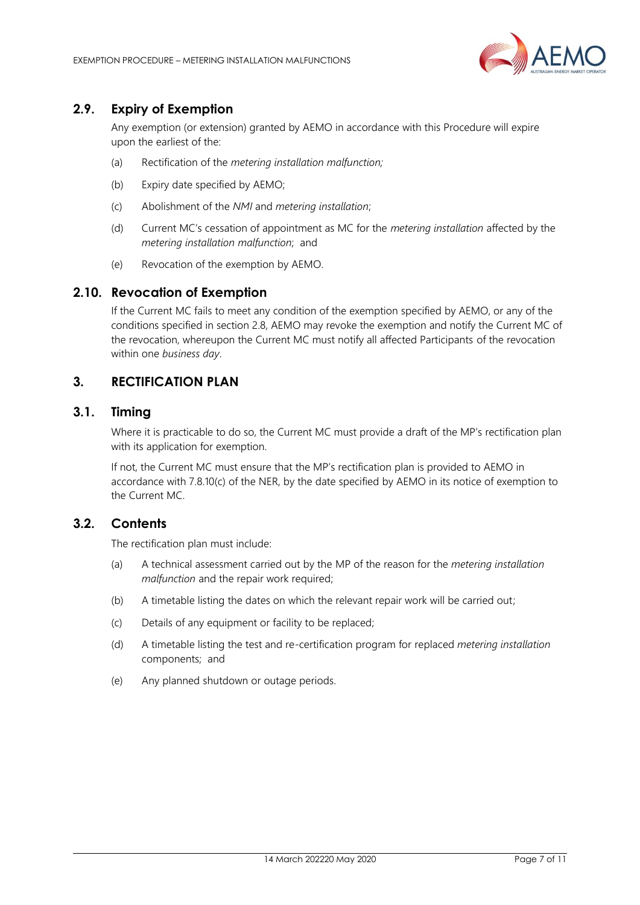## 2.9. Expiry of Exemption

Any exemption (or extension) granted by AEMO in accordance with this Procedure will expire upon the earliest of the:

(a) Rectification of the *metering installation malfunction;*

(b) Expiry date specified by AEMO;

(c) Abolishment of the *NMI* and *metering installation*;

(d) Current MC's cessation of appointment as MC for the *metering installation* affected by the *metering installation malfunction*; and

(e) Revocation of the exemption by AEMO.

## 2.10. Revocation of Exemption

If the Current MC fails to meet any condition of the exemption specified by AEMO, or any of the conditions specified in section 2.8, AEMO may revoke the exemption and notify the Current MC of the revocation, whereupon the Current MC must notify all affected Participants of the revocation within one *business day*.

# 3. RECTIFICATION PLAN

## 3.1. Timing

Where it is practicable to do so, the Current MC must provide a draft of the MP's rectification plan with its application for exemption.

If not, the Current MC must ensure that the MP's rectification plan is provided to AEMO in accordance with 7.8.10(c) of the NER, by the date specified by AEMO in its notice of exemption to the Current MC.

## 3.2. Contents

The rectification plan must include:

(a) A technical assessment carried out by the MP of the reason for the *metering installation malfunction* and the repair work required;

(b) A timetable listing the dates on which the relevant repair work will be carried out;

(c) Details of any equipment or facility to be replaced;

(d) A timetable listing the test and re-certification program for replaced *metering installation* components; and

(e) Any planned shutdown or outage periods.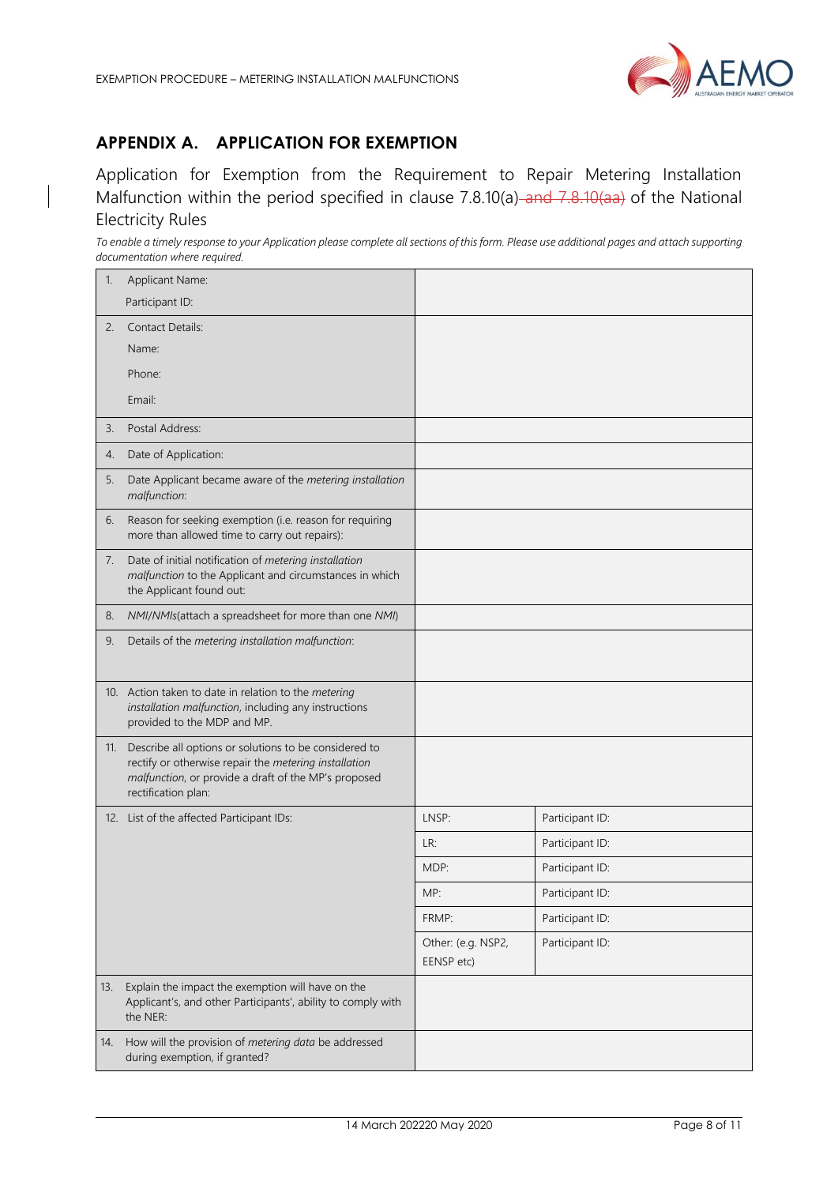## APPENDIX A. APPLICATION FOR EXEMPTION

Application for Exemption from the Requirement to Repair Metering Installation Malfunction within the period specified in clause 7.8.10(a) ~~and 7.8.10(aa)~~ of the National Electricity Rules

*To enable a timely response to your Application please complete all sections of this form. Please use additional pages and attach supporting documentation where required.*

| | | |
|---|---|---|
| 1. Applicant Name:<br>Participant ID: | | |
| 2. Contact Details:<br>Name:<br>Phone:<br>Email: | | |
| 3. Postal Address: | | |
| 4. Date of Application: | | |
| 5. Date Applicant became aware of the *metering installation malfunction*: | | |
| 6. Reason for seeking exemption (i.e. reason for requiring more than allowed time to carry out repairs): | | |
| 7. Date of initial notification of *metering installation malfunction* to the Applicant and circumstances in which the Applicant found out: | | |
| 8. *NMI/NMIs*(attach a spreadsheet for more than one *NMI*) | | |
| 9. Details of the *metering installation malfunction*: | | |
| 10. Action taken to date in relation to the *metering installation malfunction*, including any instructions provided to the MDP and MP. | | |
| 11. Describe all options or solutions to be considered to rectify or otherwise repair the *metering installation malfunction*, or provide a draft of the MP's proposed rectification plan: | | |
| 12. List of the affected Participant IDs: | LNSP: | Participant ID: |
| | LR: | Participant ID: |
| | MDP: | Participant ID: |
| | MP: | Participant ID: |
| | FRMP: | Participant ID: |
| | Other: (e.g. NSP2, EENSP etc) | Participant ID: |
| 13. Explain the impact the exemption will have on the Applicant's, and other Participants', ability to comply with the NER: | | |
| 14. How will the provision of *metering data* be addressed during exemption, if granted? | | |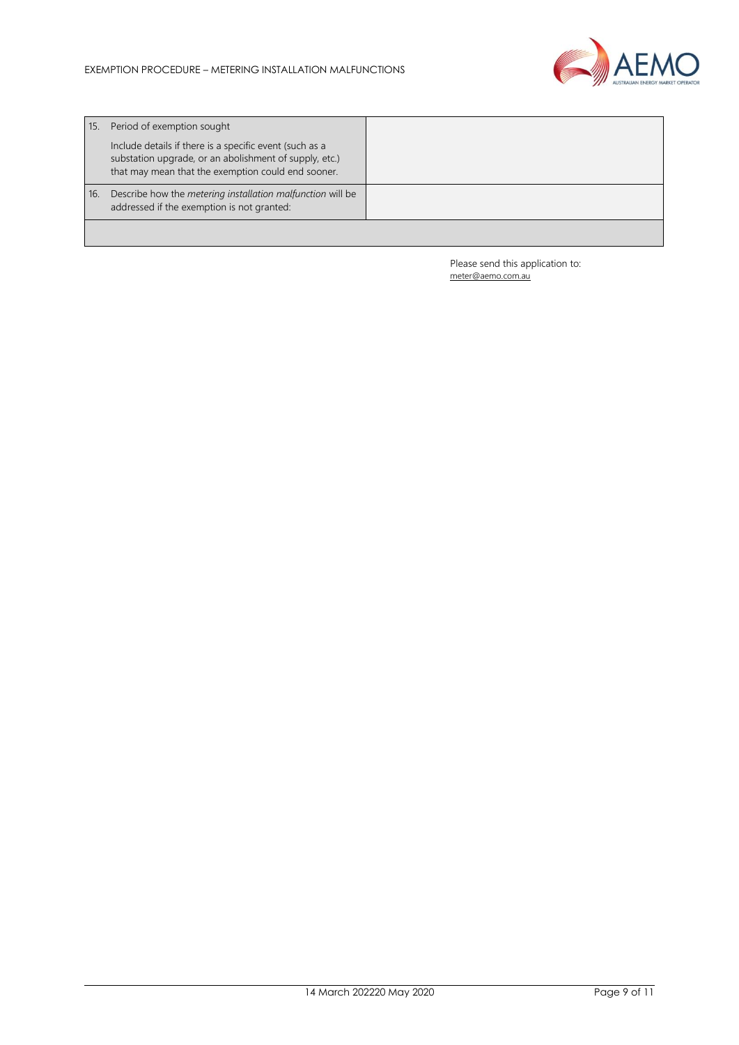| | | |
|---|---|---|
| 15. | Period of exemption sought<br><br>Include details if there is a specific event (such as a substation upgrade, or an abolishment of supply, etc.) that may mean that the exemption could end sooner. | |
| 16. | Describe how the *metering installation malfunction* will be addressed if the exemption is not granted: | |
| | | |

Please send this application to:
meter@aemo.com.au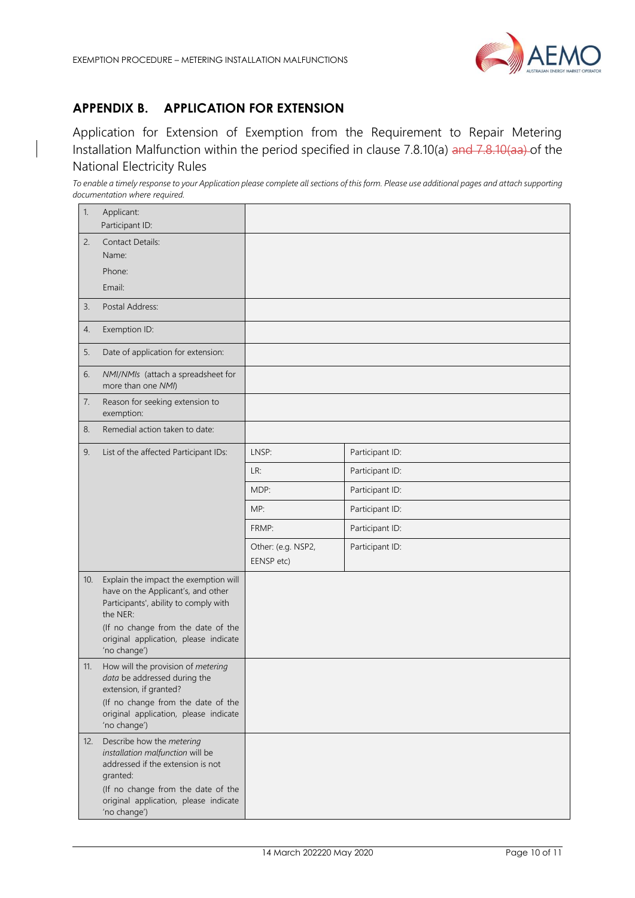## APPENDIX B. APPLICATION FOR EXTENSION

Application for Extension of Exemption from the Requirement to Repair Metering Installation Malfunction within the period specified in clause 7.8.10(a) ~~and 7.8.10(aa)~~ of the National Electricity Rules

*To enable a timely response to your Application please complete all sections of this form. Please use additional pages and attach supporting documentation where required.*

| | | | |
|---|---|---|---|
| 1. | Applicant:<br>Participant ID: | | |
| 2. | Contact Details:<br>Name:<br>Phone:<br>Email: | | |
| 3. | Postal Address: | | |
| 4. | Exemption ID: | | |
| 5. | Date of application for extension: | | |
| 6. | *NMI/NMIs* (attach a spreadsheet for more than one *NMI*) | | |
| 7. | Reason for seeking extension to exemption: | | |
| 8. | Remedial action taken to date: | | |
| 9. | List of the affected Participant IDs: | LNSP: | Participant ID: |
| | | LR: | Participant ID: |
| | | MDP: | Participant ID: |
| | | MP: | Participant ID: |
| | | FRMP: | Participant ID: |
| | | Other: (e.g. NSP2, EENSP etc) | Participant ID: |
| 10. | Explain the impact the exemption will have on the Applicant's, and other Participants', ability to comply with the NER:<br>(If no change from the date of the original application, please indicate 'no change') | | |
| 11. | How will the provision of *metering data* be addressed during the extension, if granted?<br>(If no change from the date of the original application, please indicate 'no change') | | |
| 12. | Describe how the *metering installation malfunction* will be addressed if the extension is not granted:<br>(If no change from the date of the original application, please indicate 'no change') | | |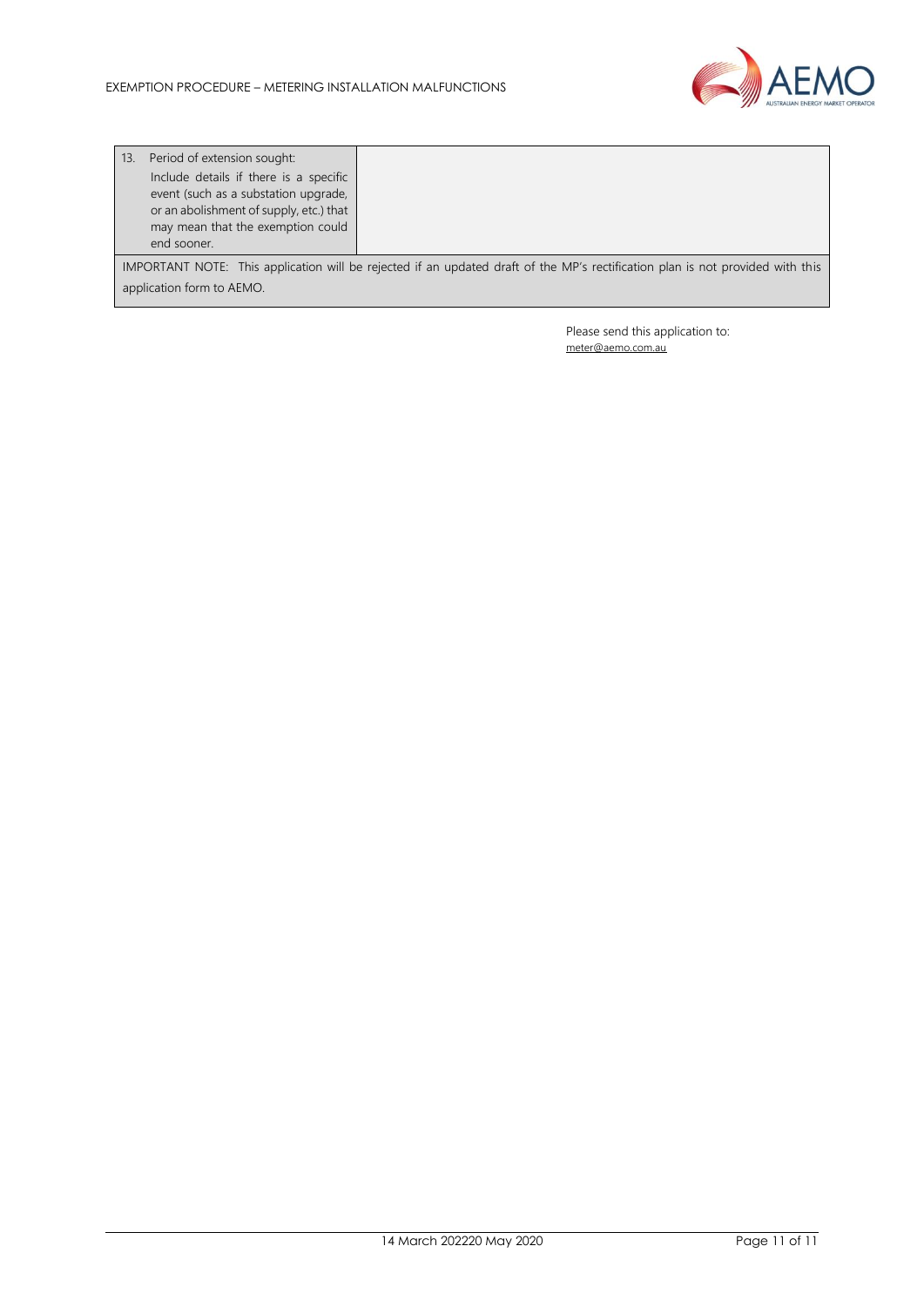| | |
|---|---|
| 13. Period of extension sought: Include details if there is a specific event (such as a substation upgrade, or an abolishment of supply, etc.) that may mean that the exemption could end sooner. | |
| IMPORTANT NOTE: This application will be rejected if an updated draft of the MP's rectification plan is not provided with this application form to AEMO. | |

Please send this application to:
meter@aemo.com.au